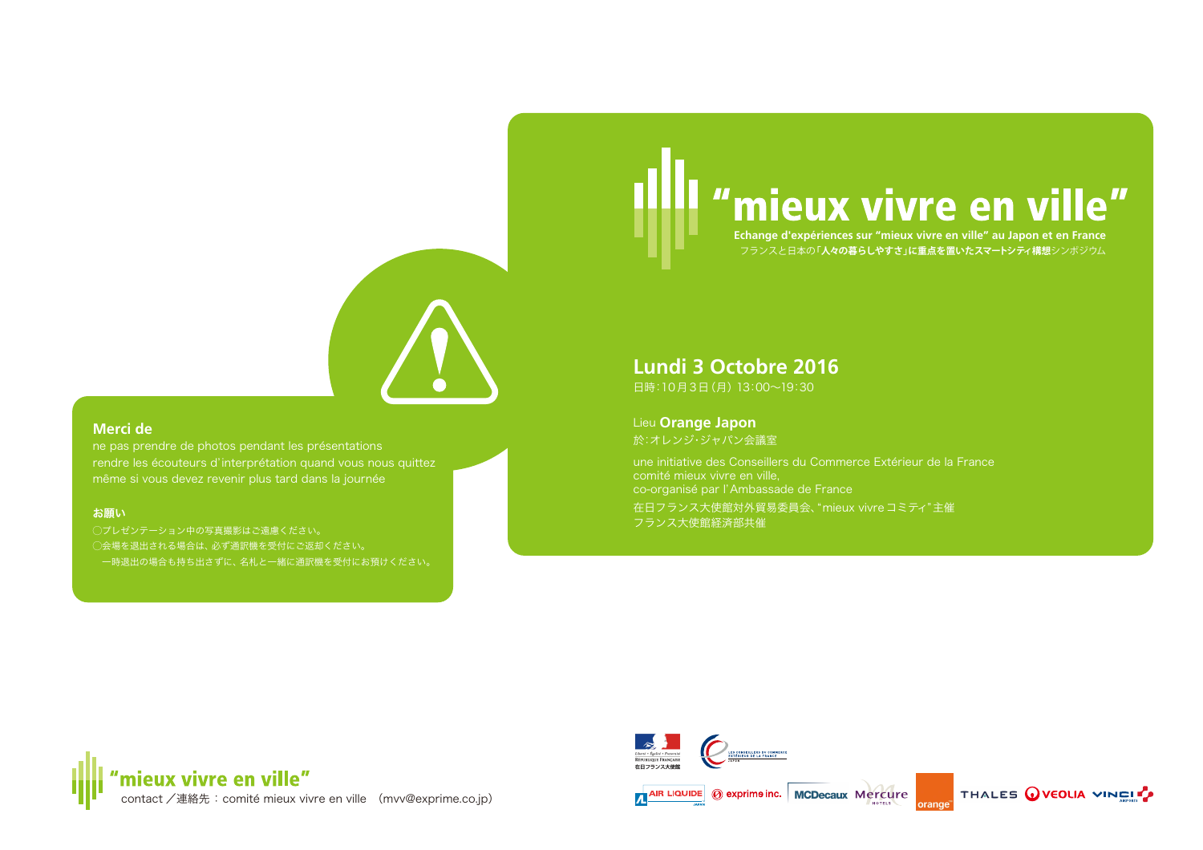# "mieux vivre en ville"

**Echange d'expériences sur "mieux vivre en ville" au Japon et en France**

フランスと日本の**「人々の暮らしやすさ」に重点を置いたスマートシティ構想**シンポジウム

## Lundi 3 Octobre 2016

日時：10月3日（月）13：00〜19：30

Lieu **Orange Japon**

於：オレンジ・ジャパン会議室

une initiative des Conseillers du Commerce Extérieur de la France
comité mieux vivre en ville,
co-organisé par l'Ambassade de France

在日フランス大使館対外貿易委員会、"mieux vivre コミティ"主催
フランス大使館経済部共催

### Merci de

ne pas prendre de photos pendant les présentations
rendre les écouteurs d'interprétation quand vous nous quittez
même si vous devez revenir plus tard dans la journée

### お願い

◯プレゼンテーション中の写真撮影はご遠慮ください。
◯会場を退出される場合は、必ず通訳機を受付にご返却ください。
　一時退出の場合も持ち出さずに、名札と一緒に通訳機を受付にお預けください。

"mieux vivre en ville"
contact／連絡先：comité mieux vivre en ville　（mvv@exprime.co.jp）

Liberté • Égalité • Fraternité
République Française
在日フランス大使館

Les Conseillers du Commerce Extérieur de la France Japon

AIR LIQUIDE JAPAN　exprime inc.　MCDecaux　Mercure HOTELS　orange　THALES　VEOLIA　VINCI AIRPORTS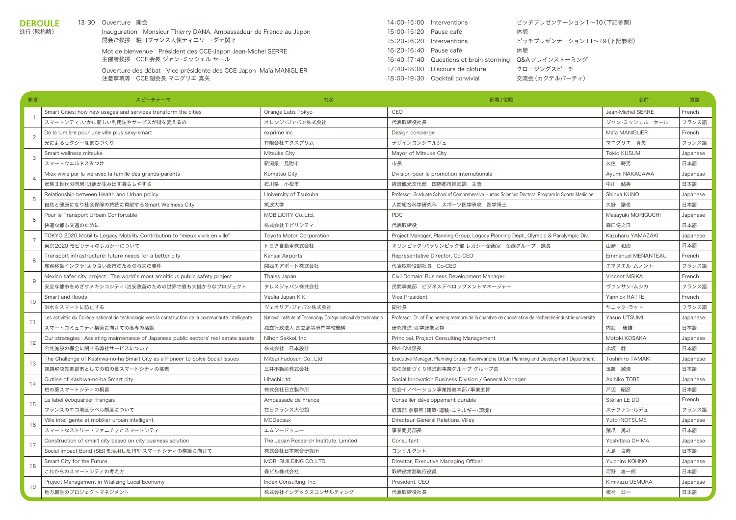**DEROULE**
進行（敬称略）

13:30 Ouverture 開会

Inauguration Monsieur Thierry DANA, Ambassadeur de France au Japon
開会ご挨拶 駐日フランス大使ティエリー・ダナ閣下

Mot de bienvenue Président des CCE-Japon Jean-Michel SERRE
主催者挨拶 CCE会長 ジャン・ミッシェル セール

Ouverture des débat Vice-présidente des CCE-Japon Maïa MANIGLIER
注意事項等 CCE副会長 マニグリエ 真矢

| | | |
|---|---|---|
| 14:00-15:00 | Interventions | ピッチプレゼンテーション1～10（下記参照） |
| 15:00-15:20 | Pause café | 休憩 |
| 15:20-16:20 | Interventions | ピッチプレゼンテーション11～19（下記参照） |
| 16:20-16:40 | Pause café | 休憩 |
| 16:40-17:40 | Questions et brain storming | Q&Aブレインストーミング |
| 17:40-18:00 | Discours de cloture | クロージングスピーチ |
| 18:00-19:30 | Cocktail convivial | 交流会（カクテルパーティ） |

| 順番 | スピーチテーマ | 社名 | 部署/役職 | 名前 | 言語 |
|---|---|---|---|---|---|
| 1 | Smart Cities: how new usages and services transform the cities | Orange Labs Tokyo | CEO | Jean-Michel SERRE | French |
| | スマートシティ：いかに新しい利用法やサービスが街を変えるの | オレンジ・ジャパン株式会社 | 代表取締役社長 | ジャン・ミッシェル セール | フランス語 |
| 2 | De la lumière pour une ville plus sexy-smart | exprime inc | Design concierge | Maïa MANIGLIER | French |
| | 光によるセクシーなまちづくり | 有限会社エクスプリム | デザインコンシエルジュ | マニグリエ 真矢 | フランス語 |
| 3 | Smart wellness mitsuke | Mitsuke City | Mayor of Mitsuke City | Tokio KUSUMI | Japanese |
| | スマートウエルネスみつけ | 新潟県 見附市 | 市長 | 久住 時男 | 日本語 |
| 4 | Miex vivre par la vie avec la famille des grands-parents | Komatsu City | Division pour la promotion internationale | Ayumi NAKAGAWA | Japanese |
| | 家族３世代の同居・近居が生み出す暮らしやすさ | 石川県 小松市 | 経済観光文化部 国際都市推進課 主査 | 中川 鮎美 | 日本語 |
| 5 | Relationship between Health and Urban policy | University of Tsukuba | Professor, Graduate School of Comprehensive Human Sciences Doctoral Program in Sports Medicine | Shinya KUNO | Japanese |
| | 自然と健康になり社会保障の持続に貢献するSmart Wellness City | 筑波大学 | 人間総合科学研究科 スポーツ医学専攻 医学博士 | 久野 譜也 | 日本語 |
| 6 | Pour le Transport Urbain Confortable | MOBILICITY Co.,Ltd. | PDG | Masayuki MORIGUCHI | Japanese |
| | 快適な都市交通のために | 株式会社モビリシティ | 代表取締役 | 森口将之 | 日本語 |
| 7 | TOKYO 2020 Mobility Legacy Mobility Contribution to "mieux vivre en ville" | Toyota Motor Corporation | Project Manager, Planning Group, Legacy Planning Dept., Olympic & Paralympic Div. | Kazuharu YAMAZAKI | Japanese |
| | 東京2020 モビリティのレガシーについて | トヨタ自動車株式会社 | オリンピック・パラリンピック部 レガシー企画室 企画グループ 課長 | 山﨑 和治 | 日本語 |
| 8 | Transport infrastructure: future needs for a better city | Kansai Airports | Representative Director, Co-CEO | Emmanuel MENANTEAU | French |
| | 旅客移動インフラ：より良い都市のための将来の要件 | 関西エアポート株式会社 | 代表取締役副社長 Co-CEO | エマヌエル・ムノント | フランス語 |
| 9 | Mexico safer city project : The world's most ambitious public safety project | Thales Japan | Civil Domain: Business Development Manager | Vincent MSIKA | French |
| | 安全な都市をめざすメキシコシティ：治安改善のための世界で最も大掛かりなプロジェクト | タレスジャパン株式会社 | 民間事業部 ビジネスデベロップメントマネージャー | ヴァンサン・ムシカ | フランス語 |
| 10 | Smart and floods | Veolia Japan K.K | Vice President | Yannick RATTE | French |
| | 洪水をスマートに防止する | ヴェオリア・ジャパン株式会社 | 副社長 | ヤニック・ラット | フランス語 |
| 11 | Les activités du Collège national de technologie vers la construction de la communauté intelligente | National Institute of Technology Collège national de technologie | Professor, Dr. of Engineering membre de la chambre de coopération de recherche-industrie-université | Yasuo UTSUMI | Japanese |
| | スマートコミュニティ構築に向けての高専の活動 | 独立行政法人 国立高等専門学校機構 | 研究推進・産学連携室員 | 内海 康雄 | 日本語 |
| 12 | Our strategies : Assisting maintenance of Japanese public sectors' real estate assets | Nihon Sekkei, Inc. | Principal, Project Consulting Management | Motoki KOSAKA | Japanese |
| | 公共施設の保全に関する弊社サービスについて | 株式会社 日本設計 | PM・CM部長 | 小坂 幹 | 日本語 |
| 13 | The Challenge of Kashiwa-no-ha Smart City as a Pioneer to Solve Social Issues | Mitsui Fudosan Co., Ltd. | Executive Manager, Planning Group, Kashiwanoha Urban Planning and Development Department | Toshihiro TAMAKI | Japanese |
| | 課題解決先進都市としての柏の葉スマートシティの挑戦 | 三井不動産株式会社 | 柏の葉街づくり推進部事業グループ グループ長 | 玉置 敏浩 | 日本語 |
| 14 | Outline of Kashiwa-no-ha Smart city | Hitachi,Ltd. | Social Innovation Business Division / General Manager | Akihiko TOBE | Japanese |
| | 柏の葉スマートシティの概要 | 株式会社日立製作所 | 社会イノベーション事業推進本部/事業主幹 | 戸辺 昭彦 | 日本語 |
| 15 | Le label écoquartier français | Ambassade de France | Conseiller développement durable | Stéfan LE DÛ | French |
| | フランスのエコ地区ラベル制度について | 在日フランス大使館 | 経済部 参事官（建築・運輸・エネルギー・環境） | ステファン・ルデュ | フランス語 |
| 16 | Ville intelligente et mobilier urbain intelligent | MCDecaux | Directeur Général Relations Villes | Yuto INOTSUME | Japanese |
| | スマートなストリートファニチャとスマートシティ | エムシードゥコー | 事業開発部長 | 猪爪 勇斗 | 日本語 |
| 17 | Construction of smart city based on city business solution | The Japan Research Institute, Limited | Consultant | Yoshitaka OHIMA | Japanese |
| | Social Impact Bond（SIB）を活用したPPPスマートシティの構築に向けて | 株式会社日本総合研究所 | コンサルタント | 大島 良隆 | 日本語 |
| 18 | Smart City for the Future | MORI BUILDING CO.,LTD. | Director, Executive Managing Officer | Yuichiro KOHNO | Japanese |
| | これからのスマートシティの考え方 | 森ビル株式会社 | 取締役常務執行役員 | 河野 雄一郎 | 日本語 |
| 19 | Project Management in Vitalizing Local Economy | Index Consulting, Inc. | President, CEO | Kimikazu UEMURA | Japanese |
| | 地方創生のプロジェクトマネジメント | 株式会社インデックスコンサルティング | 代表取締役社長 | 植村 公一 | 日本語 |